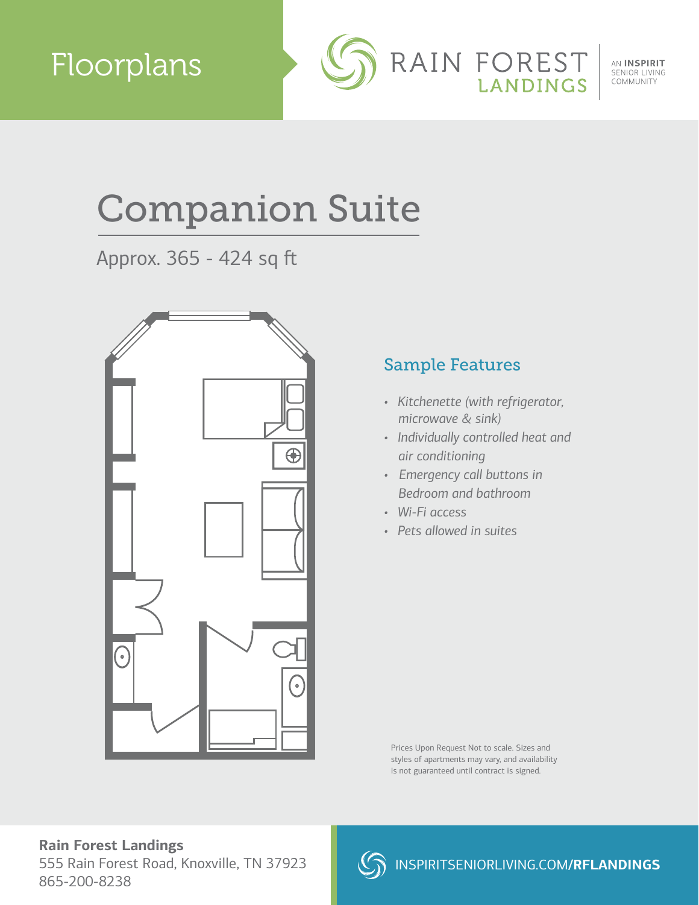# Floorplans

RAIN FOREST LANDINGS

AN **INSPIRIT** SENIOR LIVING COMMUNITY

# Companion Suite

Approx. 365 - 424 sq ft

## Sample Features

- *Kitchenette (with refrigerator, microwave & sink)*
- *Individually controlled heat and air conditioning*
- *Emergency call buttons in Bedroom and bathroom*
- *Wi-Fi access*
- *Pets allowed in suites*

Prices Upon Request Not to scale. Sizes and styles of apartments may vary, and availability is not guaranteed until contract is signed.

**Rain Forest Landings**
555 Rain Forest Road, Knoxville, TN 37923
865-200-8238

INSPIRITSENIORLIVING.COM/**RFLANDINGS**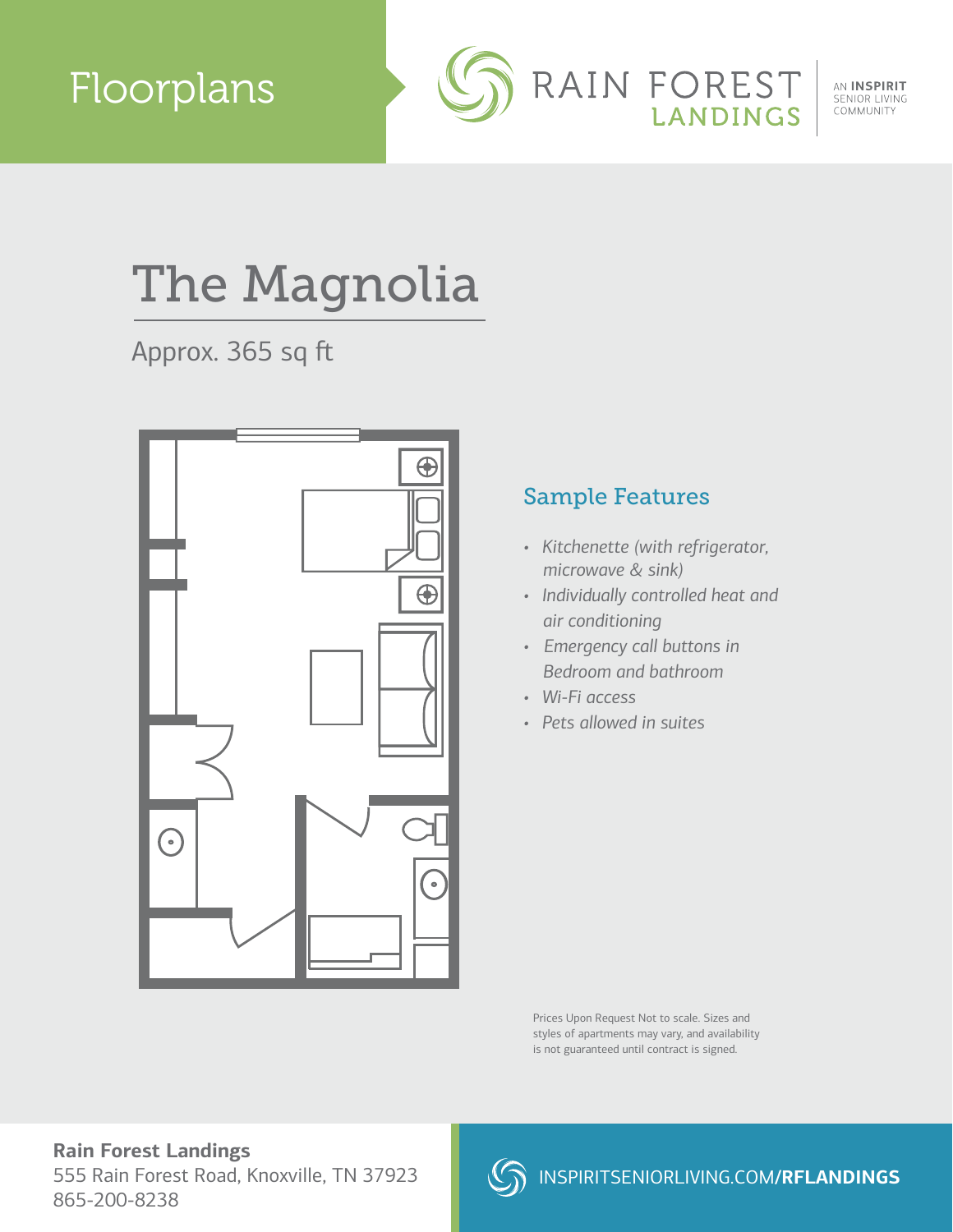# Floorplans

RAIN FOREST LANDINGS

AN INSPIRIT SENIOR LIVING COMMUNITY

## The Magnolia

Approx. 365 sq ft

### Sample Features

- *Kitchenette (with refrigerator, microwave & sink)*
- *Individually controlled heat and air conditioning*
- *Emergency call buttons in Bedroom and bathroom*
- *Wi-Fi access*
- *Pets allowed in suites*

Prices Upon Request Not to scale. Sizes and styles of apartments may vary, and availability is not guaranteed until contract is signed.

**Rain Forest Landings**
555 Rain Forest Road, Knoxville, TN 37923
865-200-8238

INSPIRITSENIORLIVING.COM/**RFLANDINGS**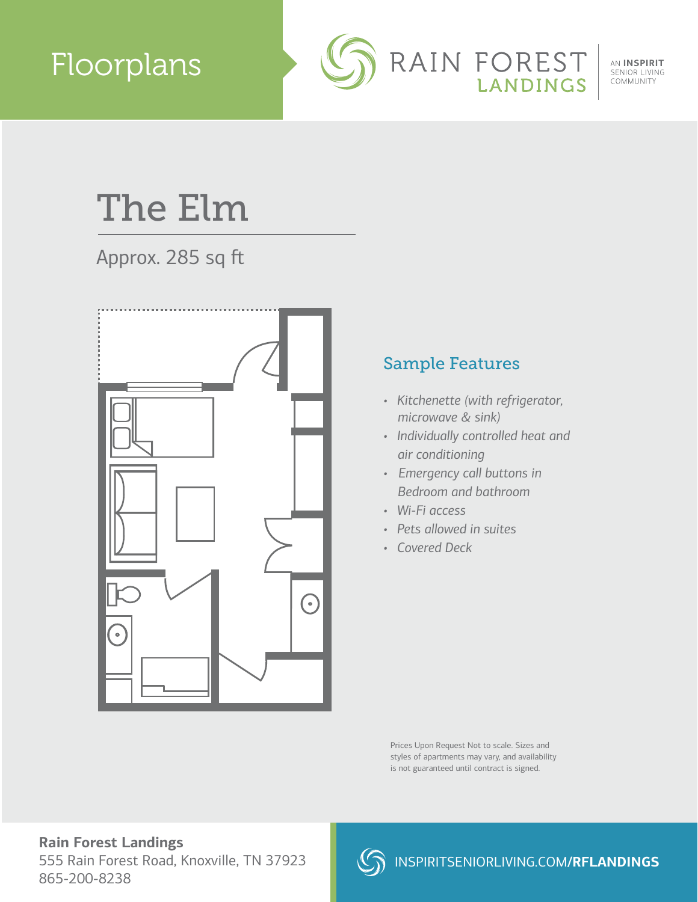# Floorplans

RAIN FOREST LANDINGS

AN **INSPIRIT** SENIOR LIVING COMMUNITY

## The Elm

Approx. 285 sq ft

### Sample Features

- *Kitchenette (with refrigerator, microwave & sink)*
- *Individually controlled heat and air conditioning*
- *Emergency call buttons in Bedroom and bathroom*
- *Wi-Fi access*
- *Pets allowed in suites*
- *Covered Deck*

Prices Upon Request Not to scale. Sizes and styles of apartments may vary, and availability is not guaranteed until contract is signed.

**Rain Forest Landings**
555 Rain Forest Road, Knoxville, TN 37923
865-200-8238

INSPIRITSENIORLIVING.COM/**RFLANDINGS**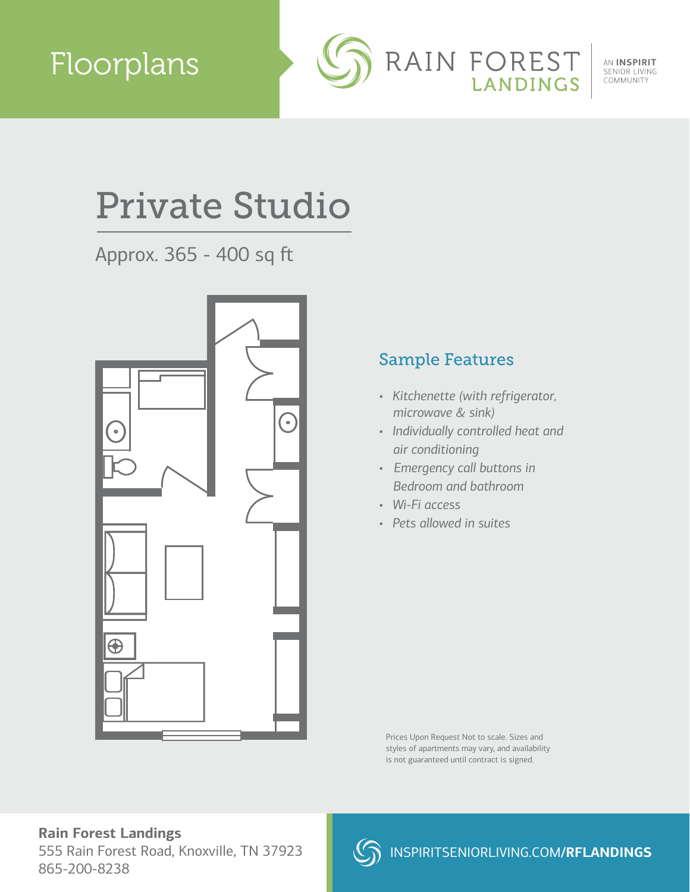# Floorplans

RAIN FOREST LANDINGS

AN **INSPIRIT** SENIOR LIVING COMMUNITY

## Private Studio

Approx. 365 - 400 sq ft

### Sample Features

- *Kitchenette (with refrigerator, microwave & sink)*
- *Individually controlled heat and air conditioning*
- *Emergency call buttons in Bedroom and bathroom*
- *Wi-Fi access*
- *Pets allowed in suites*

Prices Upon Request Not to scale. Sizes and styles of apartments may vary, and availability is not guaranteed until contract is signed.

**Rain Forest Landings**
555 Rain Forest Road, Knoxville, TN 37923
865-200-8238

INSPIRITSENIORLIVING.COM/**RFLANDINGS**